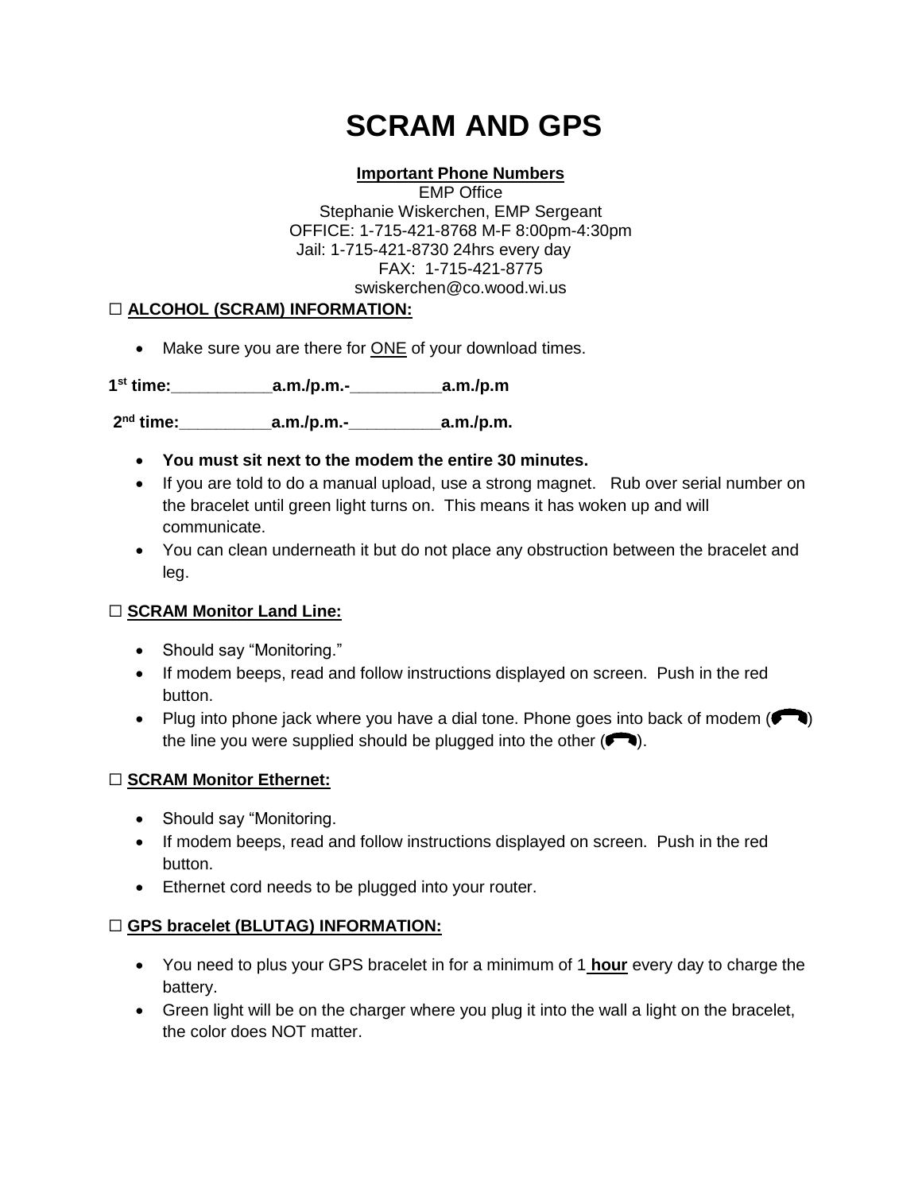# SCRAM AND GPS

**Important Phone Numbers**

EMP Office
Stephanie Wiskerchen, EMP Sergeant
OFFICE: 1-715-421-8768 M-F 8:00pm-4:30pm
Jail: 1-715-421-8730 24hrs every day
FAX: 1-715-421-8775
swiskerchen@co.wood.wi.us

☐ **ALCOHOL (SCRAM) INFORMATION:**

- Make sure you are there for ONE of your download times.

**1st time:___________a.m./p.m.-__________a.m./p.m**

**2nd time:__________a.m./p.m.-__________a.m./p.m.**

- **You must sit next to the modem the entire 30 minutes.**
- If you are told to do a manual upload, use a strong magnet. Rub over serial number on the bracelet until green light turns on. This means it has woken up and will communicate.
- You can clean underneath it but do not place any obstruction between the bracelet and leg.

☐ **SCRAM Monitor Land Line:**

- Should say "Monitoring."
- If modem beeps, read and follow instructions displayed on screen. Push in the red button.
- Plug into phone jack where you have a dial tone. Phone goes into back of modem (☎) the line you were supplied should be plugged into the other (☎).

☐ **SCRAM Monitor Ethernet:**

- Should say "Monitoring.
- If modem beeps, read and follow instructions displayed on screen. Push in the red button.
- Ethernet cord needs to be plugged into your router.

☐ **GPS bracelet (BLUTAG) INFORMATION:**

- You need to plus your GPS bracelet in for a minimum of 1 **hour** every day to charge the battery.
- Green light will be on the charger where you plug it into the wall a light on the bracelet, the color does NOT matter.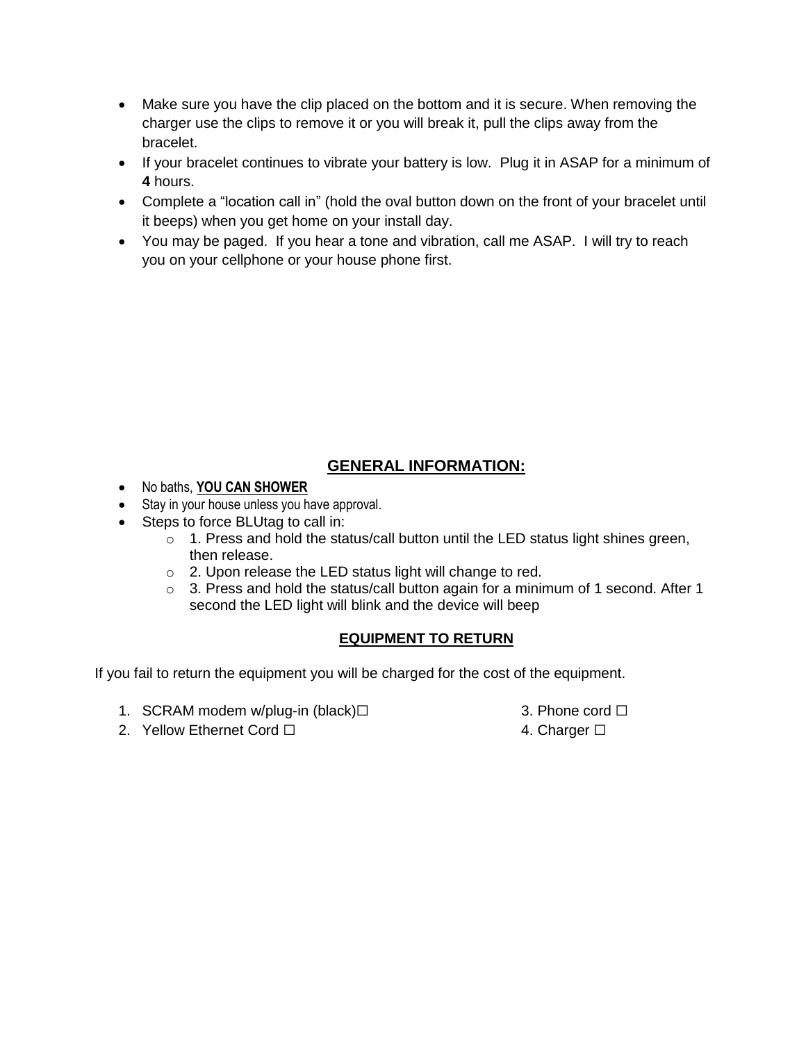- Make sure you have the clip placed on the bottom and it is secure. When removing the charger use the clips to remove it or you will break it, pull the clips away from the bracelet.
- If your bracelet continues to vibrate your battery is low. Plug it in ASAP for a minimum of **4** hours.
- Complete a "location call in" (hold the oval button down on the front of your bracelet until it beeps) when you get home on your install day.
- You may be paged. If you hear a tone and vibration, call me ASAP. I will try to reach you on your cellphone or your house phone first.

## GENERAL INFORMATION:

- No baths, **YOU CAN SHOWER**
- Stay in your house unless you have approval.
- Steps to force BLUtag to call in:
  - 1. Press and hold the status/call button until the LED status light shines green, then release.
  - 2. Upon release the LED status light will change to red.
  - 3. Press and hold the status/call button again for a minimum of 1 second. After 1 second the LED light will blink and the device will beep

## EQUIPMENT TO RETURN

If you fail to return the equipment you will be charged for the cost of the equipment.

1. SCRAM modem w/plug-in (black)☐
2. Yellow Ethernet Cord ☐
3. Phone cord ☐
4. Charger ☐